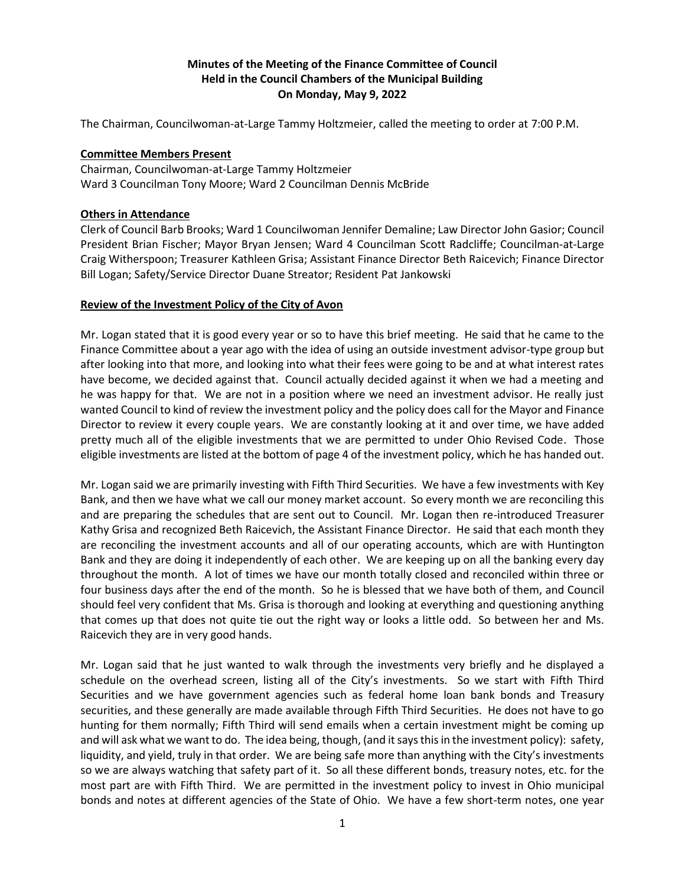**Minutes of the Meeting of the Finance Committee of Council**
**Held in the Council Chambers of the Municipal Building**
**On Monday, May 9, 2022**

The Chairman, Councilwoman-at-Large Tammy Holtzmeier, called the meeting to order at 7:00 P.M.

**Committee Members Present**

Chairman, Councilwoman-at-Large Tammy Holtzmeier
Ward 3 Councilman Tony Moore; Ward 2 Councilman Dennis McBride

**Others in Attendance**

Clerk of Council Barb Brooks; Ward 1 Councilwoman Jennifer Demaline; Law Director John Gasior; Council President Brian Fischer; Mayor Bryan Jensen; Ward 4 Councilman Scott Radcliffe; Councilman-at-Large Craig Witherspoon; Treasurer Kathleen Grisa; Assistant Finance Director Beth Raicevich; Finance Director Bill Logan; Safety/Service Director Duane Streator; Resident Pat Jankowski

**Review of the Investment Policy of the City of Avon**

Mr. Logan stated that it is good every year or so to have this brief meeting. He said that he came to the Finance Committee about a year ago with the idea of using an outside investment advisor-type group but after looking into that more, and looking into what their fees were going to be and at what interest rates have become, we decided against that. Council actually decided against it when we had a meeting and he was happy for that. We are not in a position where we need an investment advisor. He really just wanted Council to kind of review the investment policy and the policy does call for the Mayor and Finance Director to review it every couple years. We are constantly looking at it and over time, we have added pretty much all of the eligible investments that we are permitted to under Ohio Revised Code. Those eligible investments are listed at the bottom of page 4 of the investment policy, which he has handed out.

Mr. Logan said we are primarily investing with Fifth Third Securities. We have a few investments with Key Bank, and then we have what we call our money market account. So every month we are reconciling this and are preparing the schedules that are sent out to Council. Mr. Logan then re-introduced Treasurer Kathy Grisa and recognized Beth Raicevich, the Assistant Finance Director. He said that each month they are reconciling the investment accounts and all of our operating accounts, which are with Huntington Bank and they are doing it independently of each other. We are keeping up on all the banking every day throughout the month. A lot of times we have our month totally closed and reconciled within three or four business days after the end of the month. So he is blessed that we have both of them, and Council should feel very confident that Ms. Grisa is thorough and looking at everything and questioning anything that comes up that does not quite tie out the right way or looks a little odd. So between her and Ms. Raicevich they are in very good hands.

Mr. Logan said that he just wanted to walk through the investments very briefly and he displayed a schedule on the overhead screen, listing all of the City's investments. So we start with Fifth Third Securities and we have government agencies such as federal home loan bank bonds and Treasury securities, and these generally are made available through Fifth Third Securities. He does not have to go hunting for them normally; Fifth Third will send emails when a certain investment might be coming up and will ask what we want to do. The idea being, though, (and it says this in the investment policy): safety, liquidity, and yield, truly in that order. We are being safe more than anything with the City's investments so we are always watching that safety part of it. So all these different bonds, treasury notes, etc. for the most part are with Fifth Third. We are permitted in the investment policy to invest in Ohio municipal bonds and notes at different agencies of the State of Ohio. We have a few short-term notes, one year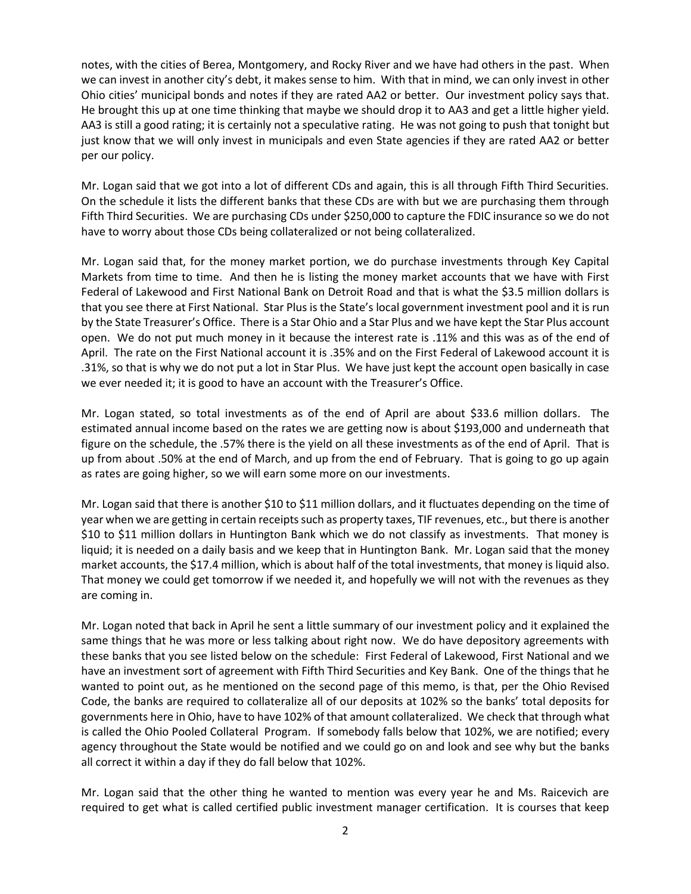notes, with the cities of Berea, Montgomery, and Rocky River and we have had others in the past. When we can invest in another city's debt, it makes sense to him. With that in mind, we can only invest in other Ohio cities' municipal bonds and notes if they are rated AA2 or better. Our investment policy says that. He brought this up at one time thinking that maybe we should drop it to AA3 and get a little higher yield. AA3 is still a good rating; it is certainly not a speculative rating. He was not going to push that tonight but just know that we will only invest in municipals and even State agencies if they are rated AA2 or better per our policy.

Mr. Logan said that we got into a lot of different CDs and again, this is all through Fifth Third Securities. On the schedule it lists the different banks that these CDs are with but we are purchasing them through Fifth Third Securities. We are purchasing CDs under $250,000 to capture the FDIC insurance so we do not have to worry about those CDs being collateralized or not being collateralized.

Mr. Logan said that, for the money market portion, we do purchase investments through Key Capital Markets from time to time. And then he is listing the money market accounts that we have with First Federal of Lakewood and First National Bank on Detroit Road and that is what the $3.5 million dollars is that you see there at First National. Star Plus is the State's local government investment pool and it is run by the State Treasurer's Office. There is a Star Ohio and a Star Plus and we have kept the Star Plus account open. We do not put much money in it because the interest rate is .11% and this was as of the end of April. The rate on the First National account it is .35% and on the First Federal of Lakewood account it is .31%, so that is why we do not put a lot in Star Plus. We have just kept the account open basically in case we ever needed it; it is good to have an account with the Treasurer's Office.

Mr. Logan stated, so total investments as of the end of April are about $33.6 million dollars. The estimated annual income based on the rates we are getting now is about $193,000 and underneath that figure on the schedule, the .57% there is the yield on all these investments as of the end of April. That is up from about .50% at the end of March, and up from the end of February. That is going to go up again as rates are going higher, so we will earn some more on our investments.

Mr. Logan said that there is another $10 to $11 million dollars, and it fluctuates depending on the time of year when we are getting in certain receipts such as property taxes, TIF revenues, etc., but there is another $10 to $11 million dollars in Huntington Bank which we do not classify as investments. That money is liquid; it is needed on a daily basis and we keep that in Huntington Bank. Mr. Logan said that the money market accounts, the $17.4 million, which is about half of the total investments, that money is liquid also. That money we could get tomorrow if we needed it, and hopefully we will not with the revenues as they are coming in.

Mr. Logan noted that back in April he sent a little summary of our investment policy and it explained the same things that he was more or less talking about right now. We do have depository agreements with these banks that you see listed below on the schedule: First Federal of Lakewood, First National and we have an investment sort of agreement with Fifth Third Securities and Key Bank. One of the things that he wanted to point out, as he mentioned on the second page of this memo, is that, per the Ohio Revised Code, the banks are required to collateralize all of our deposits at 102% so the banks' total deposits for governments here in Ohio, have to have 102% of that amount collateralized. We check that through what is called the Ohio Pooled Collateral Program. If somebody falls below that 102%, we are notified; every agency throughout the State would be notified and we could go on and look and see why but the banks all correct it within a day if they do fall below that 102%.

Mr. Logan said that the other thing he wanted to mention was every year he and Ms. Raicevich are required to get what is called certified public investment manager certification. It is courses that keep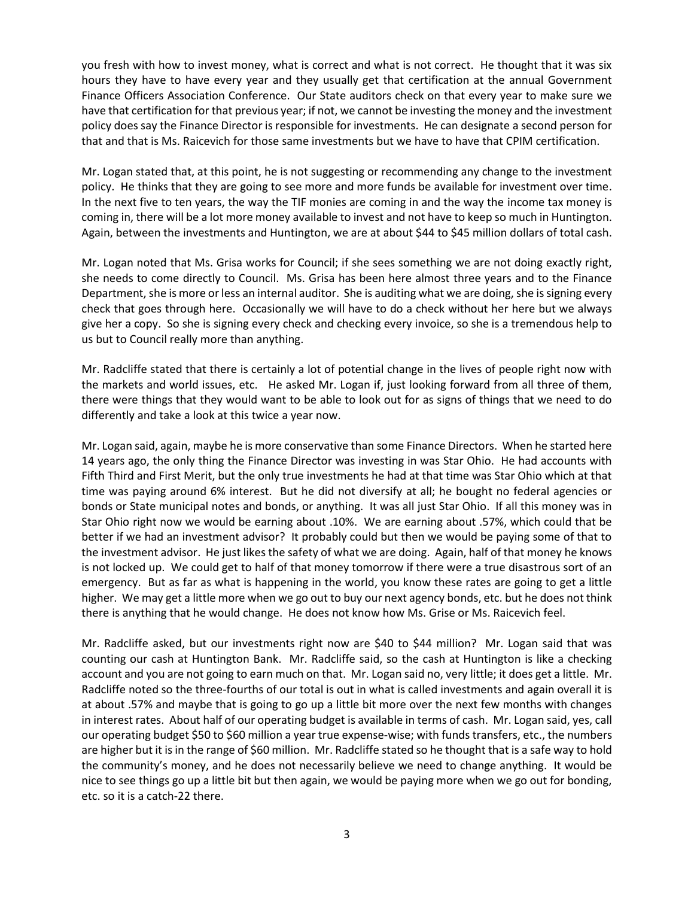you fresh with how to invest money, what is correct and what is not correct. He thought that it was six hours they have to have every year and they usually get that certification at the annual Government Finance Officers Association Conference. Our State auditors check on that every year to make sure we have that certification for that previous year; if not, we cannot be investing the money and the investment policy does say the Finance Director is responsible for investments. He can designate a second person for that and that is Ms. Raicevich for those same investments but we have to have that CPIM certification.

Mr. Logan stated that, at this point, he is not suggesting or recommending any change to the investment policy. He thinks that they are going to see more and more funds be available for investment over time. In the next five to ten years, the way the TIF monies are coming in and the way the income tax money is coming in, there will be a lot more money available to invest and not have to keep so much in Huntington. Again, between the investments and Huntington, we are at about $44 to $45 million dollars of total cash.

Mr. Logan noted that Ms. Grisa works for Council; if she sees something we are not doing exactly right, she needs to come directly to Council. Ms. Grisa has been here almost three years and to the Finance Department, she is more or less an internal auditor. She is auditing what we are doing, she is signing every check that goes through here. Occasionally we will have to do a check without her here but we always give her a copy. So she is signing every check and checking every invoice, so she is a tremendous help to us but to Council really more than anything.

Mr. Radcliffe stated that there is certainly a lot of potential change in the lives of people right now with the markets and world issues, etc. He asked Mr. Logan if, just looking forward from all three of them, there were things that they would want to be able to look out for as signs of things that we need to do differently and take a look at this twice a year now.

Mr. Logan said, again, maybe he is more conservative than some Finance Directors. When he started here 14 years ago, the only thing the Finance Director was investing in was Star Ohio. He had accounts with Fifth Third and First Merit, but the only true investments he had at that time was Star Ohio which at that time was paying around 6% interest. But he did not diversify at all; he bought no federal agencies or bonds or State municipal notes and bonds, or anything. It was all just Star Ohio. If all this money was in Star Ohio right now we would be earning about .10%. We are earning about .57%, which could that be better if we had an investment advisor? It probably could but then we would be paying some of that to the investment advisor. He just likes the safety of what we are doing. Again, half of that money he knows is not locked up. We could get to half of that money tomorrow if there were a true disastrous sort of an emergency. But as far as what is happening in the world, you know these rates are going to get a little higher. We may get a little more when we go out to buy our next agency bonds, etc. but he does not think there is anything that he would change. He does not know how Ms. Grise or Ms. Raicevich feel.

Mr. Radcliffe asked, but our investments right now are $40 to $44 million? Mr. Logan said that was counting our cash at Huntington Bank. Mr. Radcliffe said, so the cash at Huntington is like a checking account and you are not going to earn much on that. Mr. Logan said no, very little; it does get a little. Mr. Radcliffe noted so the three-fourths of our total is out in what is called investments and again overall it is at about .57% and maybe that is going to go up a little bit more over the next few months with changes in interest rates. About half of our operating budget is available in terms of cash. Mr. Logan said, yes, call our operating budget $50 to $60 million a year true expense-wise; with funds transfers, etc., the numbers are higher but it is in the range of $60 million. Mr. Radcliffe stated so he thought that is a safe way to hold the community's money, and he does not necessarily believe we need to change anything. It would be nice to see things go up a little bit but then again, we would be paying more when we go out for bonding, etc. so it is a catch-22 there.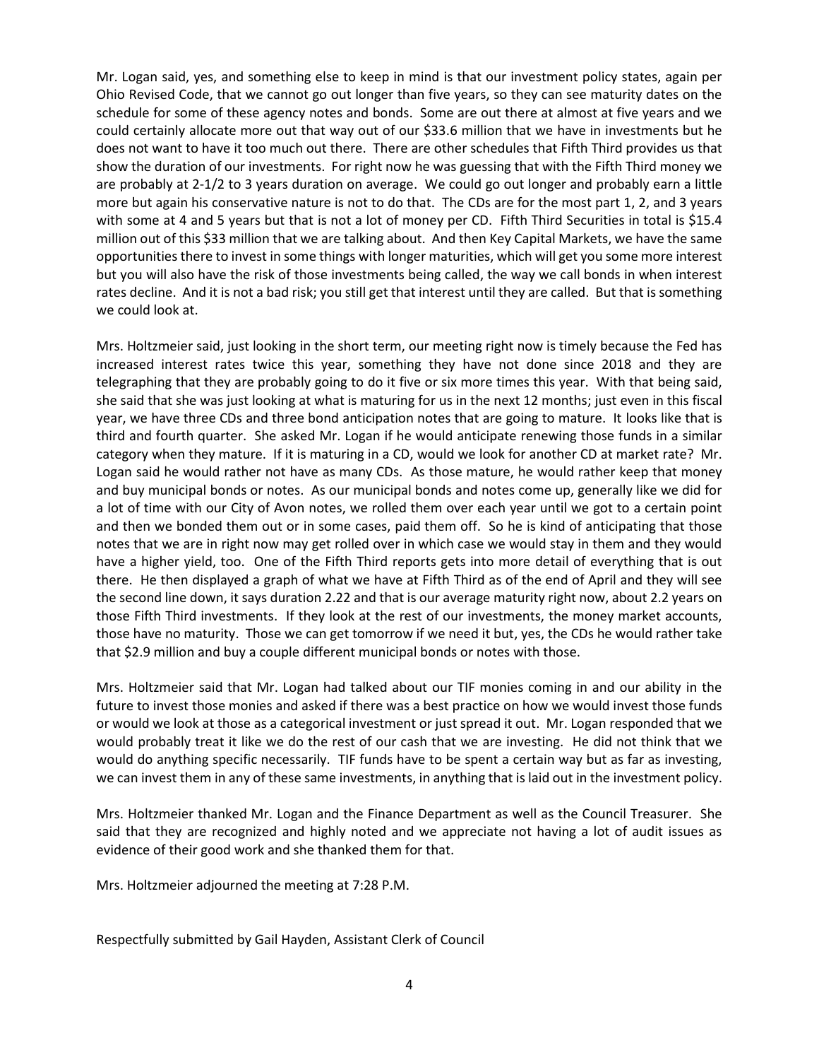Mr. Logan said, yes, and something else to keep in mind is that our investment policy states, again per Ohio Revised Code, that we cannot go out longer than five years, so they can see maturity dates on the schedule for some of these agency notes and bonds. Some are out there at almost at five years and we could certainly allocate more out that way out of our $33.6 million that we have in investments but he does not want to have it too much out there. There are other schedules that Fifth Third provides us that show the duration of our investments. For right now he was guessing that with the Fifth Third money we are probably at 2-1/2 to 3 years duration on average. We could go out longer and probably earn a little more but again his conservative nature is not to do that. The CDs are for the most part 1, 2, and 3 years with some at 4 and 5 years but that is not a lot of money per CD. Fifth Third Securities in total is $15.4 million out of this $33 million that we are talking about. And then Key Capital Markets, we have the same opportunities there to invest in some things with longer maturities, which will get you some more interest but you will also have the risk of those investments being called, the way we call bonds in when interest rates decline. And it is not a bad risk; you still get that interest until they are called. But that is something we could look at.

Mrs. Holtzmeier said, just looking in the short term, our meeting right now is timely because the Fed has increased interest rates twice this year, something they have not done since 2018 and they are telegraphing that they are probably going to do it five or six more times this year. With that being said, she said that she was just looking at what is maturing for us in the next 12 months; just even in this fiscal year, we have three CDs and three bond anticipation notes that are going to mature. It looks like that is third and fourth quarter. She asked Mr. Logan if he would anticipate renewing those funds in a similar category when they mature. If it is maturing in a CD, would we look for another CD at market rate? Mr. Logan said he would rather not have as many CDs. As those mature, he would rather keep that money and buy municipal bonds or notes. As our municipal bonds and notes come up, generally like we did for a lot of time with our City of Avon notes, we rolled them over each year until we got to a certain point and then we bonded them out or in some cases, paid them off. So he is kind of anticipating that those notes that we are in right now may get rolled over in which case we would stay in them and they would have a higher yield, too. One of the Fifth Third reports gets into more detail of everything that is out there. He then displayed a graph of what we have at Fifth Third as of the end of April and they will see the second line down, it says duration 2.22 and that is our average maturity right now, about 2.2 years on those Fifth Third investments. If they look at the rest of our investments, the money market accounts, those have no maturity. Those we can get tomorrow if we need it but, yes, the CDs he would rather take that $2.9 million and buy a couple different municipal bonds or notes with those.

Mrs. Holtzmeier said that Mr. Logan had talked about our TIF monies coming in and our ability in the future to invest those monies and asked if there was a best practice on how we would invest those funds or would we look at those as a categorical investment or just spread it out. Mr. Logan responded that we would probably treat it like we do the rest of our cash that we are investing. He did not think that we would do anything specific necessarily. TIF funds have to be spent a certain way but as far as investing, we can invest them in any of these same investments, in anything that is laid out in the investment policy.

Mrs. Holtzmeier thanked Mr. Logan and the Finance Department as well as the Council Treasurer. She said that they are recognized and highly noted and we appreciate not having a lot of audit issues as evidence of their good work and she thanked them for that.

Mrs. Holtzmeier adjourned the meeting at 7:28 P.M.

Respectfully submitted by Gail Hayden, Assistant Clerk of Council